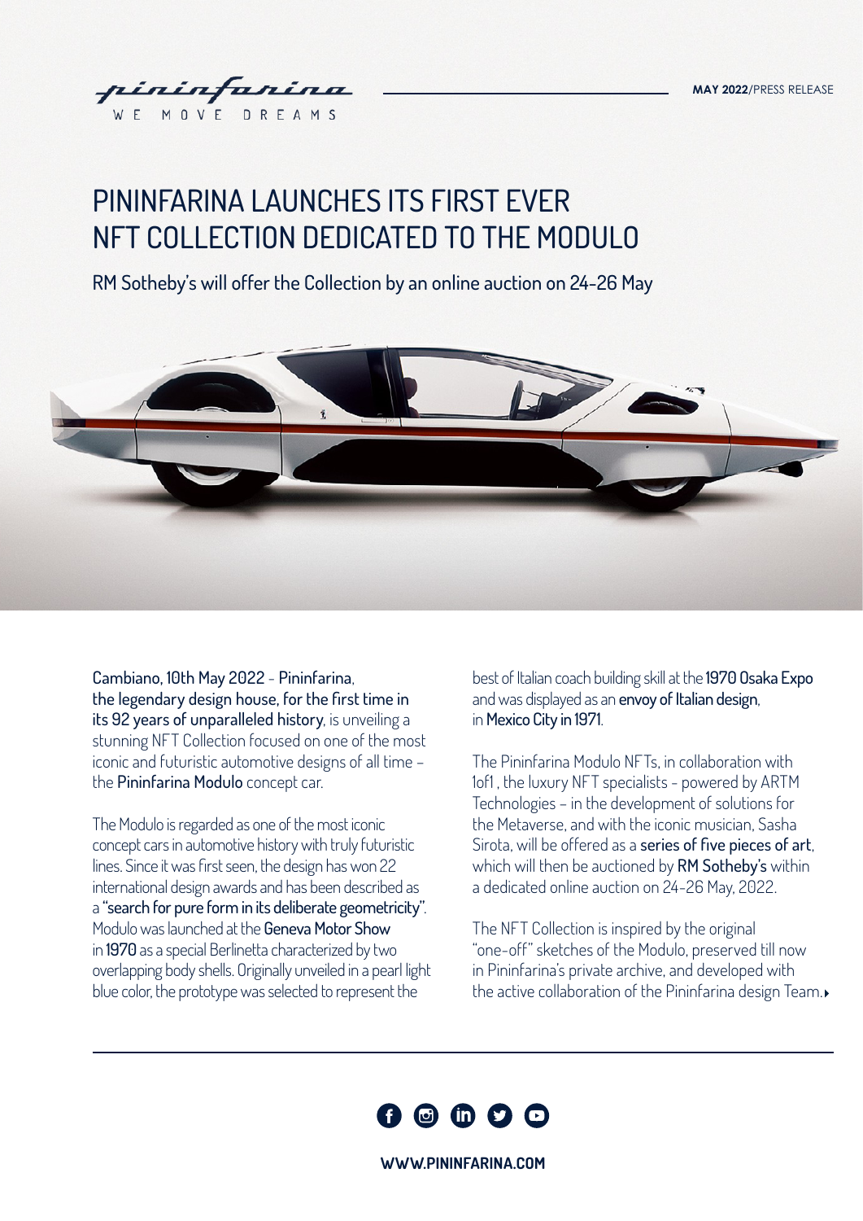MAY 2022/PRESS RELEASE

# PININFARINA LAUNCHES ITS FIRST EVER NFT COLLECTION DEDICATED TO THE MODULO

RM Sotheby's will offer the Collection by an online auction on 24-26 May

**Cambiano, 10th May 2022 - Pininfarina**, **the legendary design house, for the first time in its 92 years of unparalleled history**, is unveiling a stunning NFT Collection focused on one of the most iconic and futuristic automotive designs of all time – the **Pininfarina Modulo** concept car.

The Modulo is regarded as one of the most iconic concept cars in automotive history with truly futuristic lines. Since it was first seen, the design has won 22 international design awards and has been described as a **"search for pure form in its deliberate geometricity"**. Modulo was launched at the **Geneva Motor Show** in **1970** as a special Berlinetta characterized by two overlapping body shells. Originally unveiled in a pearl light blue color, the prototype was selected to represent the best of Italian coach building skill at the **1970 Osaka Expo** and was displayed as an **envoy of Italian design**, in **Mexico City in 1971**.

The Pininfarina Modulo NFTs, in collaboration with 1of1 , the luxury NFT specialists - powered by ARTM Technologies – in the development of solutions for the Metaverse, and with the iconic musician, Sasha Sirota, will be offered as a **series of five pieces of art**, which will then be auctioned by **RM Sotheby's** within a dedicated online auction on 24-26 May, 2022.

The NFT Collection is inspired by the original "one-off" sketches of the Modulo, preserved till now in Pininfarina's private archive, and developed with the active collaboration of the Pininfarina design Team.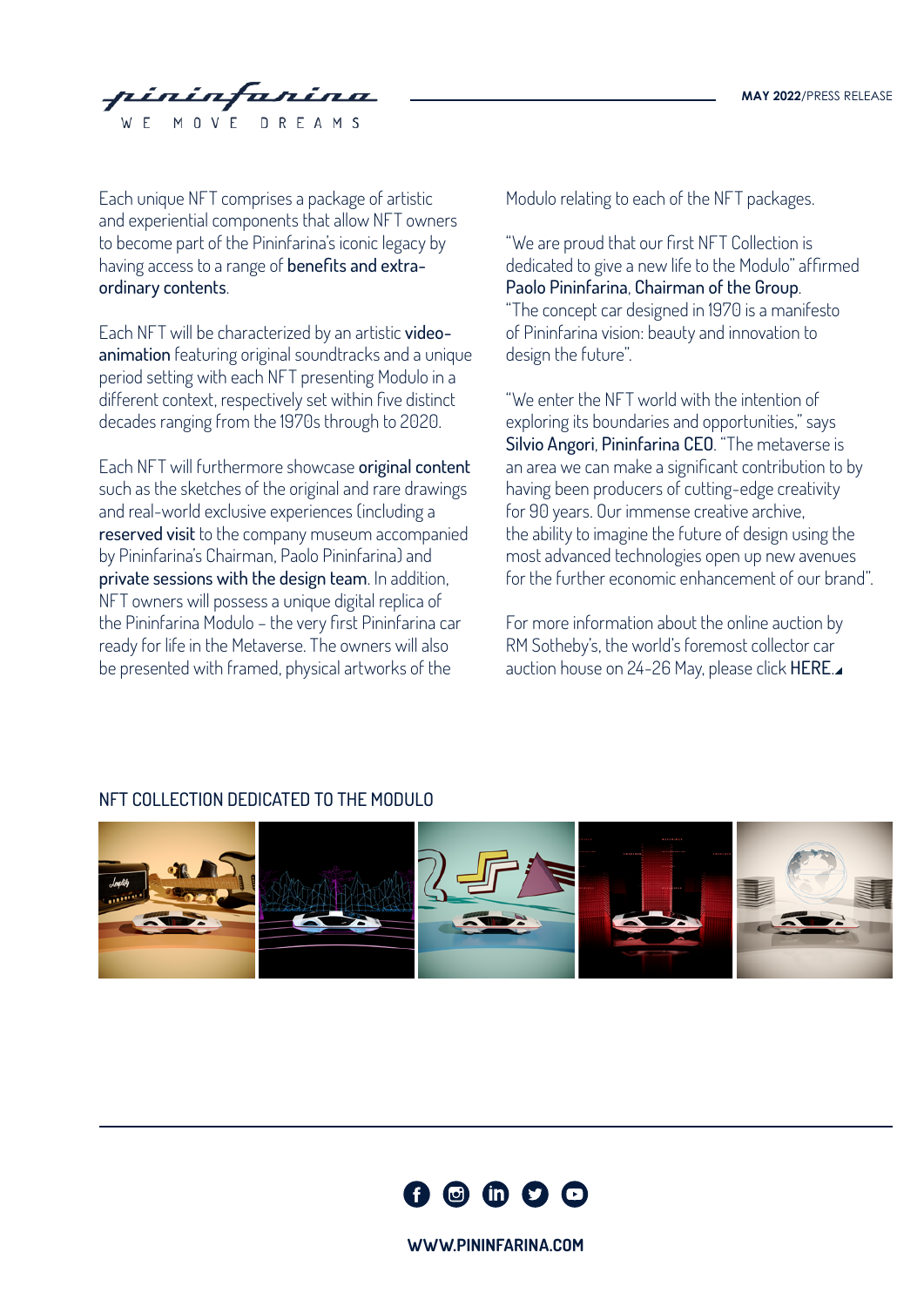Each unique NFT comprises a package of artistic and experiential components that allow NFT owners to become part of the Pininfarina's iconic legacy by having access to a range of **benefits and extra-ordinary contents**.

Each NFT will be characterized by an artistic **video-animation** featuring original soundtracks and a unique period setting with each NFT presenting Modulo in a different context, respectively set within five distinct decades ranging from the 1970s through to 2020.

Each NFT will furthermore showcase **original content** such as the sketches of the original and rare drawings and real-world exclusive experiences (including a **reserved visit** to the company museum accompanied by Pininfarina's Chairman, Paolo Pininfarina) and **private sessions with the design team**. In addition, NFT owners will possess a unique digital replica of the Pininfarina Modulo – the very first Pininfarina car ready for life in the Metaverse. The owners will also be presented with framed, physical artworks of the Modulo relating to each of the NFT packages.

"We are proud that our first NFT Collection is dedicated to give a new life to the Modulo" affirmed **Paolo Pininfarina, Chairman of the Group**. "The concept car designed in 1970 is a manifesto of Pininfarina vision: beauty and innovation to design the future".

"We enter the NFT world with the intention of exploring its boundaries and opportunities," says **Silvio Angori, Pininfarina CEO**. "The metaverse is an area we can make a significant contribution to by having been producers of cutting-edge creativity for 90 years. Our immense creative archive, the ability to imagine the future of design using the most advanced technologies open up new avenues for the further economic enhancement of our brand".

For more information about the online auction by RM Sotheby's, the world's foremost collector car auction house on 24-26 May, please click **HERE.**

NFT COLLECTION DEDICATED TO THE MODULO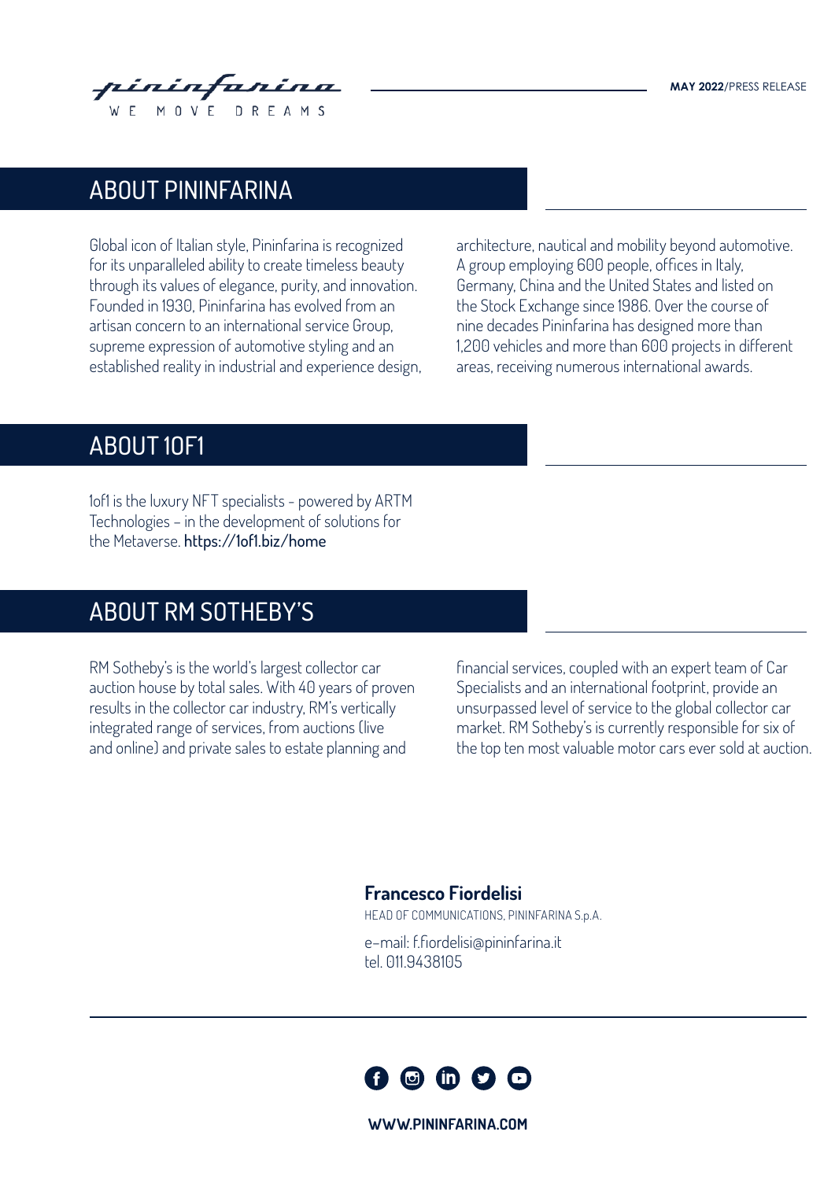## ABOUT PININFARINA

Global icon of Italian style, Pininfarina is recognized for its unparalleled ability to create timeless beauty through its values of elegance, purity, and innovation. Founded in 1930, Pininfarina has evolved from an artisan concern to an international service Group, supreme expression of automotive styling and an established reality in industrial and experience design, architecture, nautical and mobility beyond automotive. A group employing 600 people, offices in Italy, Germany, China and the United States and listed on the Stock Exchange since 1986. Over the course of nine decades Pininfarina has designed more than 1,200 vehicles and more than 600 projects in different areas, receiving numerous international awards.

## ABOUT 1OF1

1of1 is the luxury NFT specialists - powered by ARTM Technologies – in the development of solutions for the Metaverse. **https://1of1.biz/home**

## ABOUT RM SOTHEBY'S

RM Sotheby's is the world's largest collector car auction house by total sales. With 40 years of proven results in the collector car industry, RM's vertically integrated range of services, from auctions (live and online) and private sales to estate planning and financial services, coupled with an expert team of Car Specialists and an international footprint, provide an unsurpassed level of service to the global collector car market. RM Sotheby's is currently responsible for six of the top ten most valuable motor cars ever sold at auction.

**Francesco Fiordelisi**
HEAD OF COMMUNICATIONS, PININFARINA S.p.A.

e-mail: f.fiordelisi@pininfarina.it
tel. 011.9438105

**WWW.PININFARINA.COM**